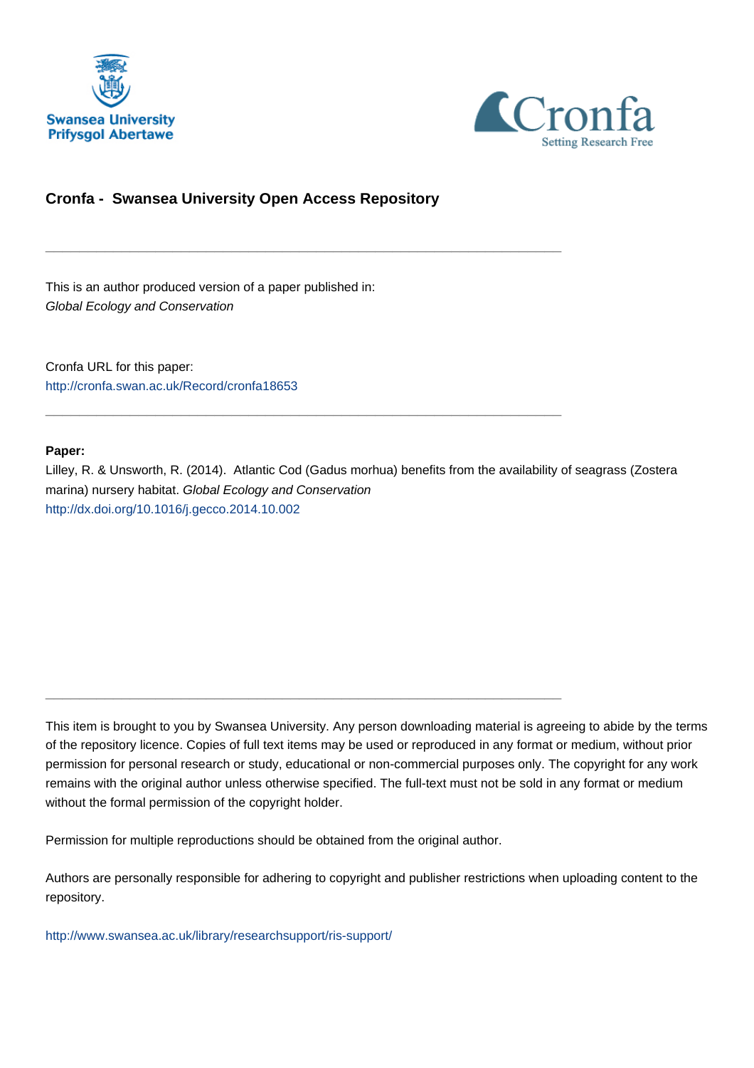# Cronfa - Swansea University Open Access Repository

---

This is an author produced version of a paper published in:
*Global Ecology and Conservation*

Cronfa URL for this paper:
http://cronfa.swan.ac.uk/Record/cronfa18653

---

**Paper:**
Lilley, R. & Unsworth, R. (2014). Atlantic Cod (Gadus morhua) benefits from the availability of seagrass (Zostera marina) nursery habitat. *Global Ecology and Conservation*
http://dx.doi.org/10.1016/j.gecco.2014.10.002

---

This item is brought to you by Swansea University. Any person downloading material is agreeing to abide by the terms of the repository licence. Copies of full text items may be used or reproduced in any format or medium, without prior permission for personal research or study, educational or non-commercial purposes only. The copyright for any work remains with the original author unless otherwise specified. The full-text must not be sold in any format or medium without the formal permission of the copyright holder.

Permission for multiple reproductions should be obtained from the original author.

Authors are personally responsible for adhering to copyright and publisher restrictions when uploading content to the repository.

http://www.swansea.ac.uk/library/researchsupport/ris-support/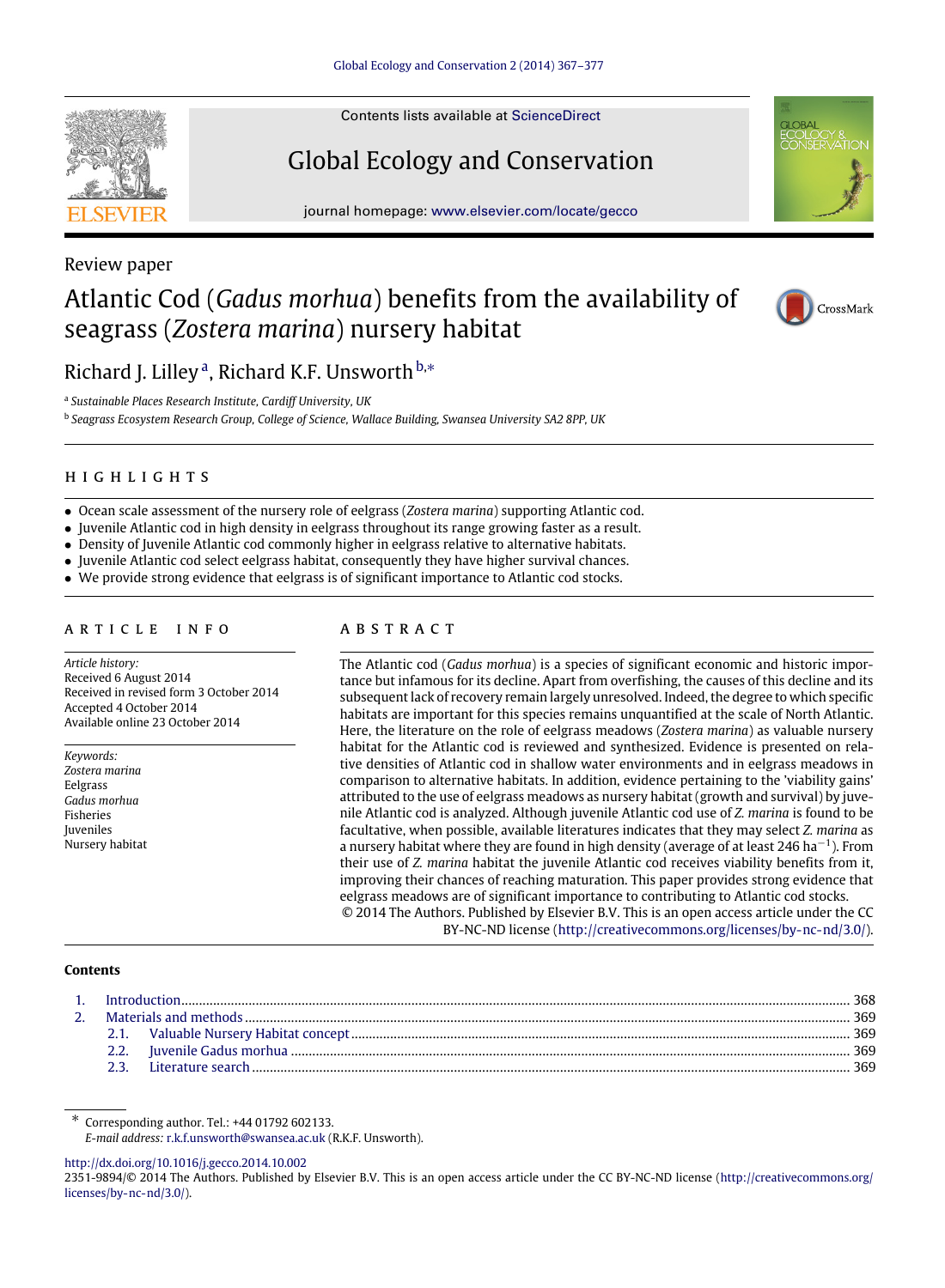Review paper

# Atlantic Cod (*Gadus morhua*) benefits from the availability of seagrass (*Zostera marina*) nursery habitat

Richard J. Lilley [a], Richard K.F. Unsworth [b,*]

[a] *Sustainable Places Research Institute, Cardiff University, UK*

[b] *Seagrass Ecosystem Research Group, College of Science, Wallace Building, Swansea University SA2 8PP, UK*

## HIGHLIGHTS

- Ocean scale assessment of the nursery role of eelgrass (*Zostera marina*) supporting Atlantic cod.
- Juvenile Atlantic cod in high density in eelgrass throughout its range growing faster as a result.
- Density of Juvenile Atlantic cod commonly higher in eelgrass relative to alternative habitats.
- Juvenile Atlantic cod select eelgrass habitat, consequently they have higher survival chances.
- We provide strong evidence that eelgrass is of significant importance to Atlantic cod stocks.

## ARTICLE INFO

*Article history:*
Received 6 August 2014
Received in revised form 3 October 2014
Accepted 4 October 2014
Available online 23 October 2014

*Keywords:*
*Zostera marina*
Eelgrass
*Gadus morhua*
Fisheries
Juveniles
Nursery habitat

## ABSTRACT

The Atlantic cod (*Gadus morhua*) is a species of significant economic and historic importance but infamous for its decline. Apart from overfishing, the causes of this decline and its subsequent lack of recovery remain largely unresolved. Indeed, the degree to which specific habitats are important for this species remains unquantified at the scale of North Atlantic. Here, the literature on the role of eelgrass meadows (*Zostera marina*) as valuable nursery habitat for the Atlantic cod is reviewed and synthesized. Evidence is presented on relative densities of Atlantic cod in shallow water environments and in eelgrass meadows in comparison to alternative habitats. In addition, evidence pertaining to the 'viability gains' attributed to the use of eelgrass meadows as nursery habitat (growth and survival) by juvenile Atlantic cod is analyzed. Although juvenile Atlantic cod use of *Z. marina* is found to be facultative, when possible, available literatures indicates that they may select *Z. marina* as a nursery habitat where they are found in high density (average of at least 246 $ha^{-1}$). From their use of *Z. marina* habitat the juvenile Atlantic cod receives viability benefits from it, improving their chances of reaching maturation. This paper provides strong evidence that eelgrass meadows are of significant importance to contributing to Atlantic cod stocks.

© 2014 The Authors. Published by Elsevier B.V. This is an open access article under the CC BY-NC-ND license (http://creativecommons.org/licenses/by-nc-nd/3.0/).

**Contents**

1. Introduction ........ 368
2. Materials and methods ........ 369
   - 2.1. Valuable Nursery Habitat concept ........ 369
   - 2.2. Juvenile Gadus morhua ........ 369
   - 2.3. Literature search ........ 369

\* Corresponding author. Tel.: +44 01792 602133.
*E-mail address:* r.k.f.unsworth@swansea.ac.uk (R.K.F. Unsworth).

http://dx.doi.org/10.1016/j.gecco.2014.10.002
2351-9894/© 2014 The Authors. Published by Elsevier B.V. This is an open access article under the CC BY-NC-ND license (http://creativecommons.org/licenses/by-nc-nd/3.0/).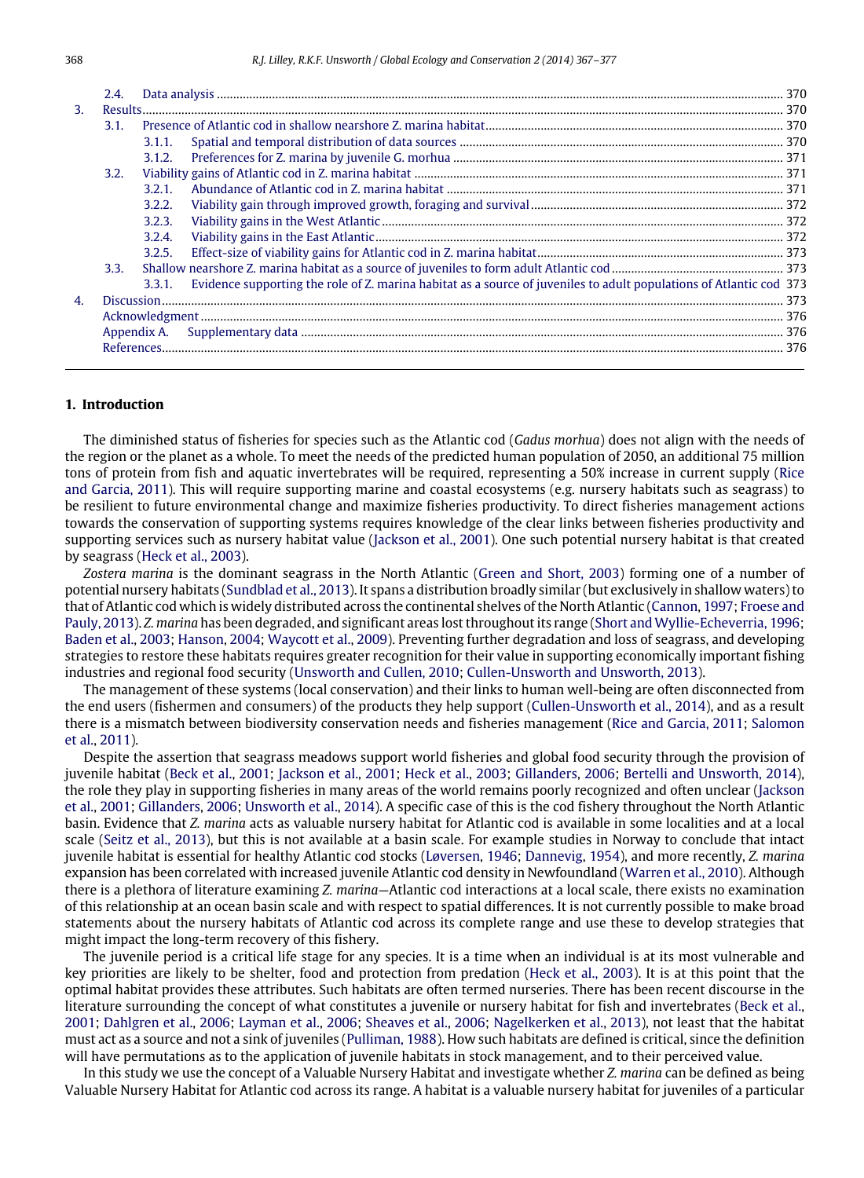2.4. Data analysis ... 370

3. Results ... 370
   - 3.1. Presence of Atlantic cod in shallow nearshore Z. marina habitat ... 370
     - 3.1.1. Spatial and temporal distribution of data sources ... 370
     - 3.1.2. Preferences for Z. marina by juvenile G. morhua ... 371
   - 3.2. Viability gains of Atlantic cod in Z. marina habitat ... 371
     - 3.2.1. Abundance of Atlantic cod in Z. marina habitat ... 371
     - 3.2.2. Viability gain through improved growth, foraging and survival ... 372
     - 3.2.3. Viability gains in the West Atlantic ... 372
     - 3.2.4. Viability gains in the East Atlantic ... 372
     - 3.2.5. Effect-size of viability gains for Atlantic cod in Z. marina habitat ... 373
   - 3.3. Shallow nearshore Z. marina habitat as a source of juveniles to form adult Atlantic cod ... 373
     - 3.3.1. Evidence supporting the role of Z. marina habitat as a source of juveniles to adult populations of Atlantic cod 373
4. Discussion ... 373

Acknowledgment ... 376

Appendix A. Supplementary data ... 376

References ... 376

## 1. Introduction

The diminished status of fisheries for species such as the Atlantic cod (*Gadus morhua*) does not align with the needs of the region or the planet as a whole. To meet the needs of the predicted human population of 2050, an additional 75 million tons of protein from fish and aquatic invertebrates will be required, representing a 50% increase in current supply (Rice and Garcia, 2011). This will require supporting marine and coastal ecosystems (e.g. nursery habitats such as seagrass) to be resilient to future environmental change and maximize fisheries productivity. To direct fisheries management actions towards the conservation of supporting systems requires knowledge of the clear links between fisheries productivity and supporting services such as nursery habitat value (Jackson et al., 2001). One such potential nursery habitat is that created by seagrass (Heck et al., 2003).

*Zostera marina* is the dominant seagrass in the North Atlantic (Green and Short, 2003) forming one of a number of potential nursery habitats (Sundblad et al., 2013). It spans a distribution broadly similar (but exclusively in shallow waters) to that of Atlantic cod which is widely distributed across the continental shelves of the North Atlantic (Cannon, 1997; Froese and Pauly, 2013). *Z. marina* has been degraded, and significant areas lost throughout its range (Short and Wyllie-Echeverria, 1996; Baden et al., 2003; Hanson, 2004; Waycott et al., 2009). Preventing further degradation and loss of seagrass, and developing strategies to restore these habitats requires greater recognition for their value in supporting economically important fishing industries and regional food security (Unsworth and Cullen, 2010; Cullen-Unsworth and Unsworth, 2013).

The management of these systems (local conservation) and their links to human well-being are often disconnected from the end users (fishermen and consumers) of the products they help support (Cullen-Unsworth et al., 2014), and as a result there is a mismatch between biodiversity conservation needs and fisheries management (Rice and Garcia, 2011; Salomon et al., 2011).

Despite the assertion that seagrass meadows support world fisheries and global food security through the provision of juvenile habitat (Beck et al., 2001; Jackson et al., 2001; Heck et al., 2003; Gillanders, 2006; Bertelli and Unsworth, 2014), the role they play in supporting fisheries in many areas of the world remains poorly recognized and often unclear (Jackson et al., 2001; Gillanders, 2006; Unsworth et al., 2014). A specific case of this is the cod fishery throughout the North Atlantic basin. Evidence that *Z. marina* acts as valuable nursery habitat for Atlantic cod is available in some localities and at a local scale (Seitz et al., 2013), but this is not available at a basin scale. For example studies in Norway to conclude that intact juvenile habitat is essential for healthy Atlantic cod stocks (Løversen, 1946; Dannevig, 1954), and more recently, *Z. marina* expansion has been correlated with increased juvenile Atlantic cod density in Newfoundland (Warren et al., 2010). Although there is a plethora of literature examining *Z. marina*—Atlantic cod interactions at a local scale, there exists no examination of this relationship at an ocean basin scale and with respect to spatial differences. It is not currently possible to make broad statements about the nursery habitats of Atlantic cod across its complete range and use these to develop strategies that might impact the long-term recovery of this fishery.

The juvenile period is a critical life stage for any species. It is a time when an individual is at its most vulnerable and key priorities are likely to be shelter, food and protection from predation (Heck et al., 2003). It is at this point that the optimal habitat provides these attributes. Such habitats are often termed nurseries. There has been recent discourse in the literature surrounding the concept of what constitutes a juvenile or nursery habitat for fish and invertebrates (Beck et al., 2001; Dahlgren et al., 2006; Layman et al., 2006; Sheaves et al., 2006; Nagelkerken et al., 2013), not least that the habitat must act as a source and not a sink of juveniles (Pulliman, 1988). How such habitats are defined is critical, since the definition will have permutations as to the application of juvenile habitats in stock management, and to their perceived value.

In this study we use the concept of a Valuable Nursery Habitat and investigate whether *Z. marina* can be defined as being Valuable Nursery Habitat for Atlantic cod across its range. A habitat is a valuable nursery habitat for juveniles of a particular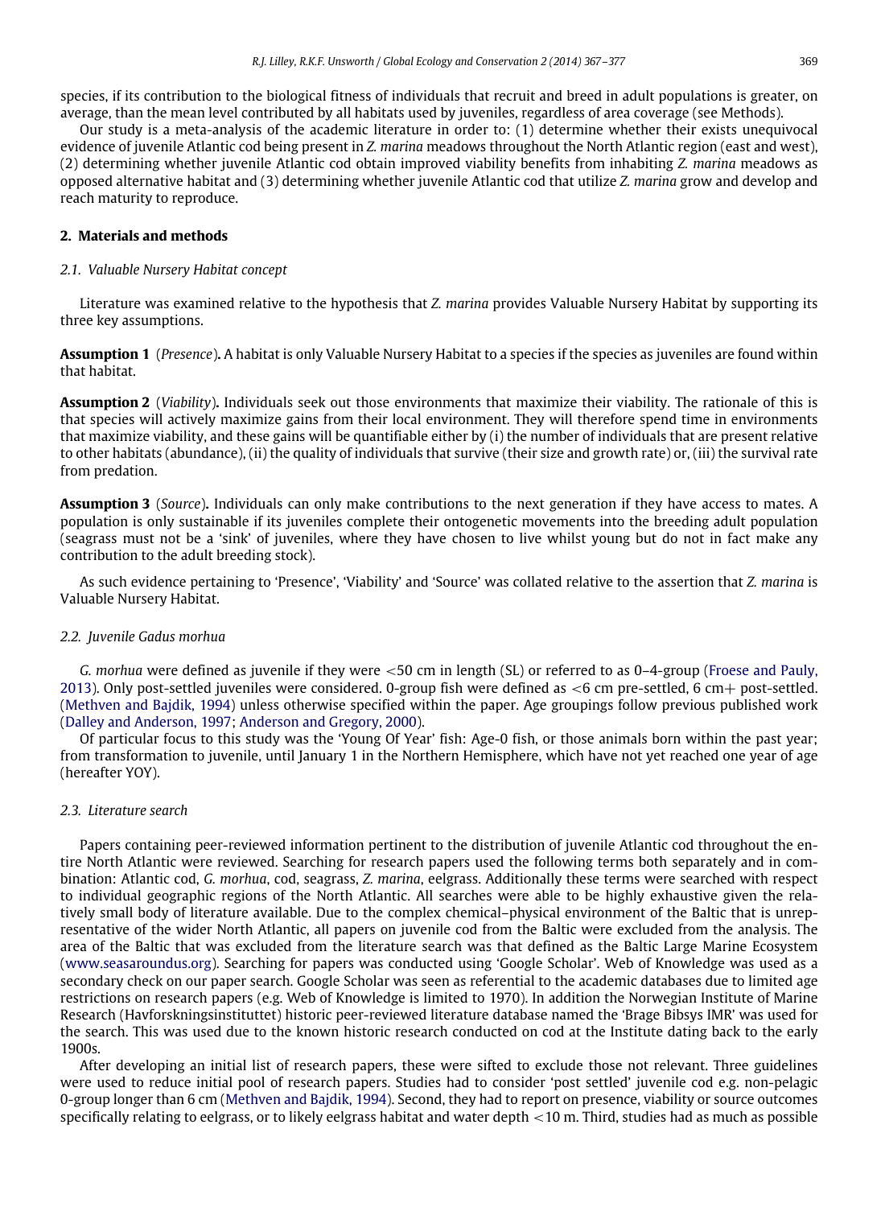species, if its contribution to the biological fitness of individuals that recruit and breed in adult populations is greater, on average, than the mean level contributed by all habitats used by juveniles, regardless of area coverage (see Methods).

Our study is a meta-analysis of the academic literature in order to: (1) determine whether their exists unequivocal evidence of juvenile Atlantic cod being present in *Z. marina* meadows throughout the North Atlantic region (east and west), (2) determining whether juvenile Atlantic cod obtain improved viability benefits from inhabiting *Z. marina* meadows as opposed alternative habitat and (3) determining whether juvenile Atlantic cod that utilize *Z. marina* grow and develop and reach maturity to reproduce.

## 2. Materials and methods

### 2.1. Valuable Nursery Habitat concept

Literature was examined relative to the hypothesis that *Z. marina* provides Valuable Nursery Habitat by supporting its three key assumptions.

**Assumption 1** (*Presence*)**.** A habitat is only Valuable Nursery Habitat to a species if the species as juveniles are found within that habitat.

**Assumption 2** (*Viability*)**.** Individuals seek out those environments that maximize their viability. The rationale of this is that species will actively maximize gains from their local environment. They will therefore spend time in environments that maximize viability, and these gains will be quantifiable either by (i) the number of individuals that are present relative to other habitats (abundance), (ii) the quality of individuals that survive (their size and growth rate) or, (iii) the survival rate from predation.

**Assumption 3** (*Source*)**.** Individuals can only make contributions to the next generation if they have access to mates. A population is only sustainable if its juveniles complete their ontogenetic movements into the breeding adult population (seagrass must not be a 'sink' of juveniles, where they have chosen to live whilst young but do not in fact make any contribution to the adult breeding stock).

As such evidence pertaining to 'Presence', 'Viability' and 'Source' was collated relative to the assertion that *Z. marina* is Valuable Nursery Habitat.

### 2.2. Juvenile *Gadus morhua*

*G. morhua* were defined as juvenile if they were <50 cm in length (SL) or referred to as 0–4-group (Froese and Pauly, 2013). Only post-settled juveniles were considered. 0-group fish were defined as <6 cm pre-settled, 6 cm+ post-settled. (Methven and Bajdik, 1994) unless otherwise specified within the paper. Age groupings follow previous published work (Dalley and Anderson, 1997; Anderson and Gregory, 2000).

Of particular focus to this study was the 'Young Of Year' fish: Age-0 fish, or those animals born within the past year; from transformation to juvenile, until January 1 in the Northern Hemisphere, which have not yet reached one year of age (hereafter YOY).

### 2.3. Literature search

Papers containing peer-reviewed information pertinent to the distribution of juvenile Atlantic cod throughout the entire North Atlantic were reviewed. Searching for research papers used the following terms both separately and in combination: Atlantic cod, *G. morhua*, cod, seagrass, *Z. marina*, eelgrass. Additionally these terms were searched with respect to individual geographic regions of the North Atlantic. All searches were able to be highly exhaustive given the relatively small body of literature available. Due to the complex chemical–physical environment of the Baltic that is unrepresentative of the wider North Atlantic, all papers on juvenile cod from the Baltic were excluded from the analysis. The area of the Baltic that was excluded from the literature search was that defined as the Baltic Large Marine Ecosystem (www.seasaroundus.org). Searching for papers was conducted using 'Google Scholar'. Web of Knowledge was used as a secondary check on our paper search. Google Scholar was seen as referential to the academic databases due to limited age restrictions on research papers (e.g. Web of Knowledge is limited to 1970). In addition the Norwegian Institute of Marine Research (Havforskningsinstituttet) historic peer-reviewed literature database named the 'Brage Bibsys IMR' was used for the search. This was used due to the known historic research conducted on cod at the Institute dating back to the early 1900s.

After developing an initial list of research papers, these were sifted to exclude those not relevant. Three guidelines were used to reduce initial pool of research papers. Studies had to consider 'post settled' juvenile cod e.g. non-pelagic 0-group longer than 6 cm (Methven and Bajdik, 1994). Second, they had to report on presence, viability or source outcomes specifically relating to eelgrass, or to likely eelgrass habitat and water depth <10 m. Third, studies had as much as possible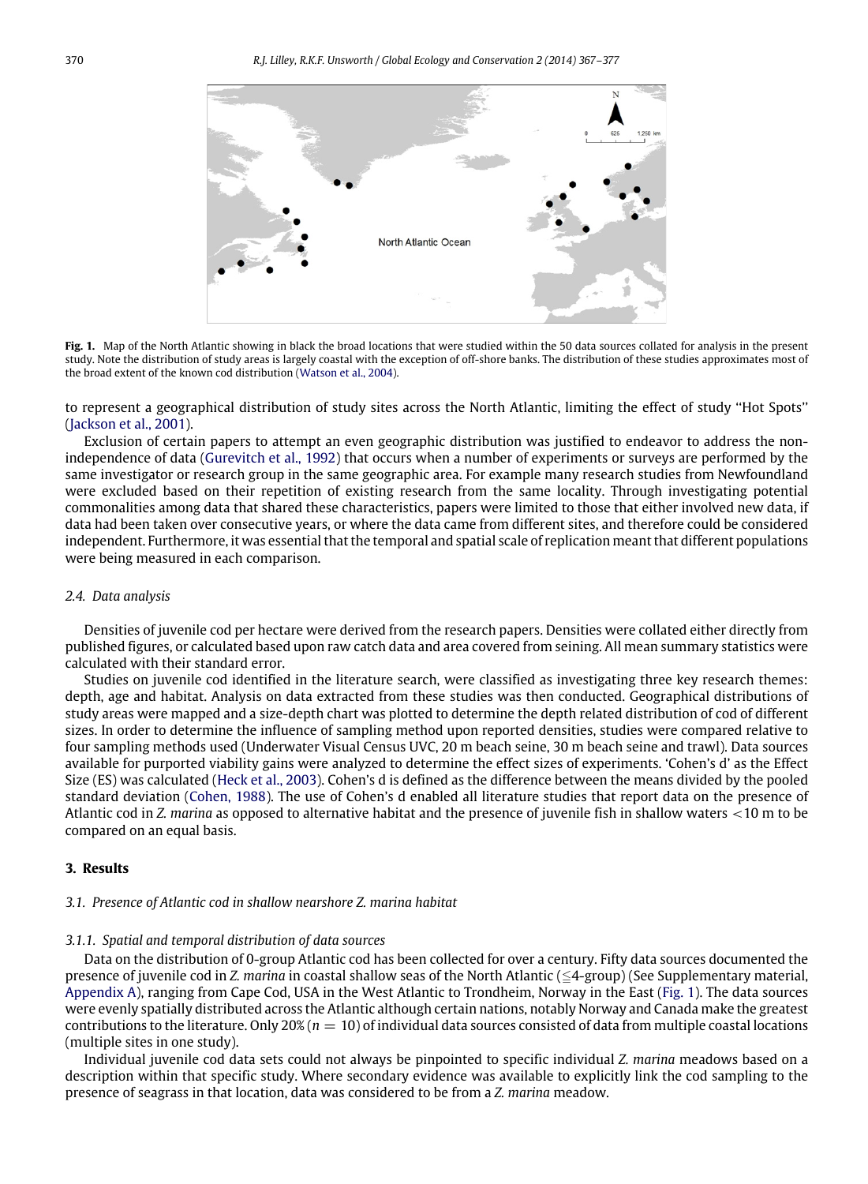Fig. 1. Map of the North Atlantic showing in black the broad locations that were studied within the 50 data sources collated for analysis in the present study. Note the distribution of study areas is largely coastal with the exception of off-shore banks. The distribution of these studies approximates most of the broad extent of the known cod distribution (Watson et al., 2004).

to represent a geographical distribution of study sites across the North Atlantic, limiting the effect of study ''Hot Spots'' (Jackson et al., 2001).

Exclusion of certain papers to attempt an even geographic distribution was justified to endeavor to address the non-independence of data (Gurevitch et al., 1992) that occurs when a number of experiments or surveys are performed by the same investigator or research group in the same geographic area. For example many research studies from Newfoundland were excluded based on their repetition of existing research from the same locality. Through investigating potential commonalities among data that shared these characteristics, papers were limited to those that either involved new data, if data had been taken over consecutive years, or where the data came from different sites, and therefore could be considered independent. Furthermore, it was essential that the temporal and spatial scale of replication meant that different populations were being measured in each comparison.

### 2.4. Data analysis

Densities of juvenile cod per hectare were derived from the research papers. Densities were collated either directly from published figures, or calculated based upon raw catch data and area covered from seining. All mean summary statistics were calculated with their standard error.

Studies on juvenile cod identified in the literature search, were classified as investigating three key research themes: depth, age and habitat. Analysis on data extracted from these studies was then conducted. Geographical distributions of study areas were mapped and a size-depth chart was plotted to determine the depth related distribution of cod of different sizes. In order to determine the influence of sampling method upon reported densities, studies were compared relative to four sampling methods used (Underwater Visual Census UVC, 20 m beach seine, 30 m beach seine and trawl). Data sources available for purported viability gains were analyzed to determine the effect sizes of experiments. 'Cohen's d' as the Effect Size (ES) was calculated (Heck et al., 2003). Cohen's d is defined as the difference between the means divided by the pooled standard deviation (Cohen, 1988). The use of Cohen's d enabled all literature studies that report data on the presence of Atlantic cod in *Z. marina* as opposed to alternative habitat and the presence of juvenile fish in shallow waters $<10$ m to be compared on an equal basis.

## 3. Results

### 3.1. Presence of Atlantic cod in shallow nearshore *Z. marina* habitat

#### 3.1.1. Spatial and temporal distribution of data sources

Data on the distribution of 0-group Atlantic cod has been collected for over a century. Fifty data sources documented the presence of juvenile cod in *Z. marina* in coastal shallow seas of the North Atlantic ($\leq$4-group) (See Supplementary material, Appendix A), ranging from Cape Cod, USA in the West Atlantic to Trondheim, Norway in the East (Fig. 1). The data sources were evenly spatially distributed across the Atlantic although certain nations, notably Norway and Canada make the greatest contributions to the literature. Only 20% ($n = 10$) of individual data sources consisted of data from multiple coastal locations (multiple sites in one study).

Individual juvenile cod data sets could not always be pinpointed to specific individual *Z. marina* meadows based on a description within that specific study. Where secondary evidence was available to explicitly link the cod sampling to the presence of seagrass in that location, data was considered to be from a *Z. marina* meadow.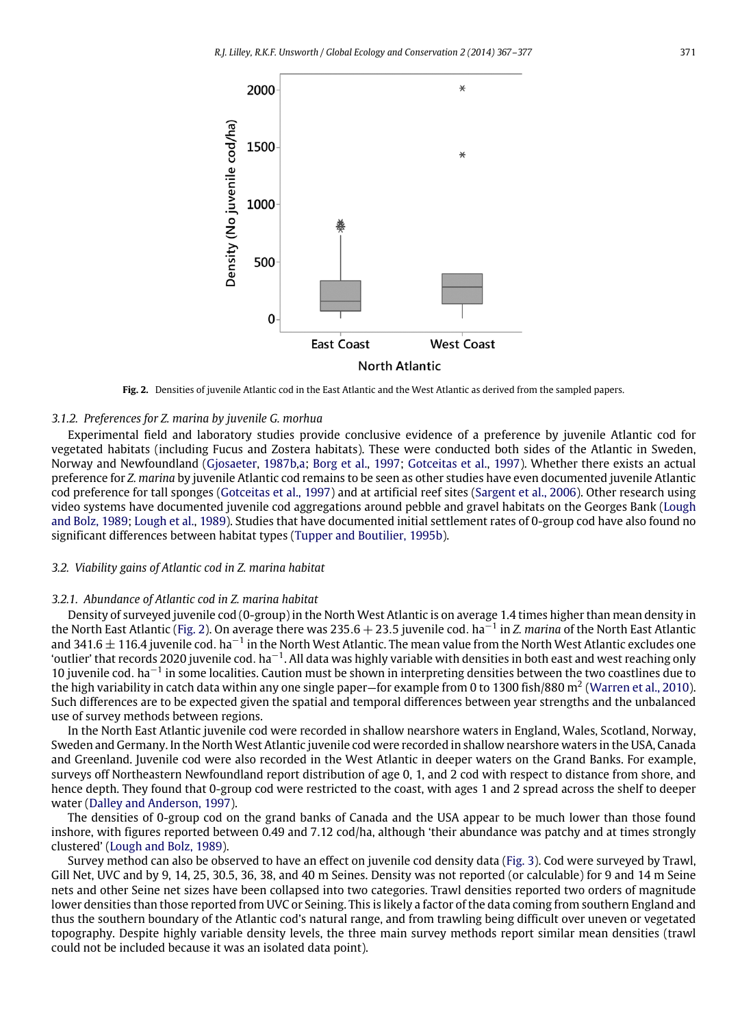Fig. 2. Densities of juvenile Atlantic cod in the East Atlantic and the West Atlantic as derived from the sampled papers.

### 3.1.2. Preferences for *Z. marina* by juvenile *G. morhua*

Experimental field and laboratory studies provide conclusive evidence of a preference by juvenile Atlantic cod for vegetated habitats (including Fucus and Zostera habitats). These were conducted both sides of the Atlantic in Sweden, Norway and Newfoundland (Gjosaeter, 1987b,a; Borg et al., 1997; Gotceitas et al., 1997). Whether there exists an actual preference for *Z. marina* by juvenile Atlantic cod remains to be seen as other studies have even documented juvenile Atlantic cod preference for tall sponges (Gotceitas et al., 1997) and at artificial reef sites (Sargent et al., 2006). Other research using video systems have documented juvenile cod aggregations around pebble and gravel habitats on the Georges Bank (Lough and Bolz, 1989; Lough et al., 1989). Studies that have documented initial settlement rates of 0-group cod have also found no significant differences between habitat types (Tupper and Boutilier, 1995b).

## 3.2. Viability gains of Atlantic cod in *Z. marina* habitat

### 3.2.1. Abundance of Atlantic cod in *Z. marina* habitat

Density of surveyed juvenile cod (0-group) in the North West Atlantic is on average 1.4 times higher than mean density in the North East Atlantic (Fig. 2). On average there was $235.6 + 23.5$ juvenile cod. $ha^{-1}$ in *Z. marina* of the North East Atlantic and $341.6 \pm 116.4$ juvenile cod. $ha^{-1}$ in the North West Atlantic. The mean value from the North West Atlantic excludes one 'outlier' that records 2020 juvenile cod. $ha^{-1}$. All data was highly variable with densities in both east and west reaching only 10 juvenile cod. $ha^{-1}$ in some localities. Caution must be shown in interpreting densities between the two coastlines due to the high variability in catch data within any one single paper—for example from 0 to 1300 fish/880 $m^2$ (Warren et al., 2010). Such differences are to be expected given the spatial and temporal differences between year strengths and the unbalanced use of survey methods between regions.

In the North East Atlantic juvenile cod were recorded in shallow nearshore waters in England, Wales, Scotland, Norway, Sweden and Germany. In the North West Atlantic juvenile cod were recorded in shallow nearshore waters in the USA, Canada and Greenland. Juvenile cod were also recorded in the West Atlantic in deeper waters on the Grand Banks. For example, surveys off Northeastern Newfoundland report distribution of age 0, 1, and 2 cod with respect to distance from shore, and hence depth. They found that 0-group cod were restricted to the coast, with ages 1 and 2 spread across the shelf to deeper water (Dalley and Anderson, 1997).

The densities of 0-group cod on the grand banks of Canada and the USA appear to be much lower than those found inshore, with figures reported between 0.49 and 7.12 cod/ha, although 'their abundance was patchy and at times strongly clustered' (Lough and Bolz, 1989).

Survey method can also be observed to have an effect on juvenile cod density data (Fig. 3). Cod were surveyed by Trawl, Gill Net, UVC and by 9, 14, 25, 30.5, 36, 38, and 40 m Seines. Density was not reported (or calculable) for 9 and 14 m Seine nets and other Seine net sizes have been collapsed into two categories. Trawl densities reported two orders of magnitude lower densities than those reported from UVC or Seining. This is likely a factor of the data coming from southern England and thus the southern boundary of the Atlantic cod's natural range, and from trawling being difficult over uneven or vegetated topography. Despite highly variable density levels, the three main survey methods report similar mean densities (trawl could not be included because it was an isolated data point).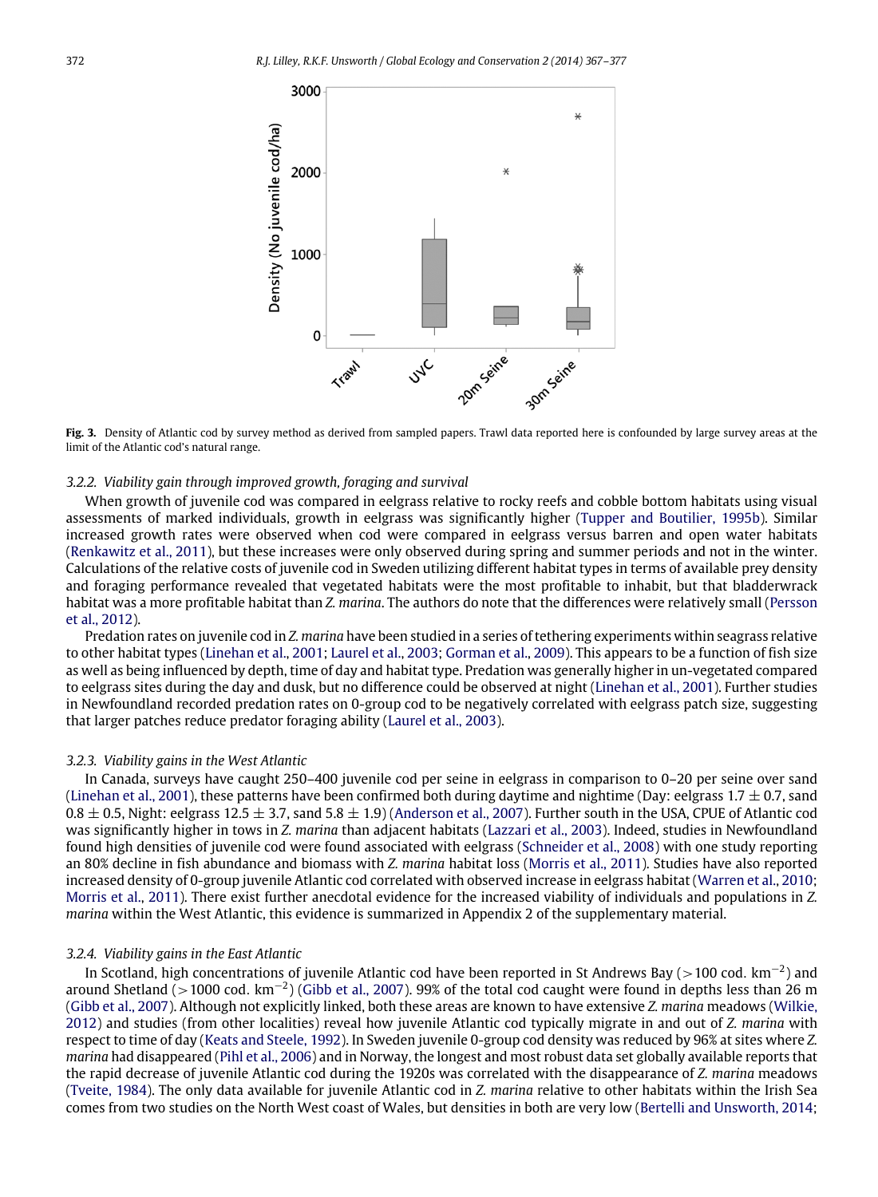Fig. 3. Density of Atlantic cod by survey method as derived from sampled papers. Trawl data reported here is confounded by large survey areas at the limit of the Atlantic cod's natural range.

### 3.2.2. Viability gain through improved growth, foraging and survival

When growth of juvenile cod was compared in eelgrass relative to rocky reefs and cobble bottom habitats using visual assessments of marked individuals, growth in eelgrass was significantly higher (Tupper and Boutilier, 1995b). Similar increased growth rates were observed when cod were compared in eelgrass versus barren and open water habitats (Renkawitz et al., 2011), but these increases were only observed during spring and summer periods and not in the winter. Calculations of the relative costs of juvenile cod in Sweden utilizing different habitat types in terms of available prey density and foraging performance revealed that vegetated habitats were the most profitable to inhabit, but that bladderwrack habitat was a more profitable habitat than *Z. marina*. The authors do note that the differences were relatively small (Persson et al., 2012).

Predation rates on juvenile cod in *Z. marina* have been studied in a series of tethering experiments within seagrass relative to other habitat types (Linehan et al., 2001; Laurel et al., 2003; Gorman et al., 2009). This appears to be a function of fish size as well as being influenced by depth, time of day and habitat type. Predation was generally higher in un-vegetated compared to eelgrass sites during the day and dusk, but no difference could be observed at night (Linehan et al., 2001). Further studies in Newfoundland recorded predation rates on 0-group cod to be negatively correlated with eelgrass patch size, suggesting that larger patches reduce predator foraging ability (Laurel et al., 2003).

### 3.2.3. Viability gains in the West Atlantic

In Canada, surveys have caught 250–400 juvenile cod per seine in eelgrass in comparison to 0–20 per seine over sand (Linehan et al., 2001), these patterns have been confirmed both during daytime and nighttime (Day: eelgrass $1.7 \pm 0.7$, sand $0.8 \pm 0.5$, Night: eelgrass $12.5 \pm 3.7$, sand $5.8 \pm 1.9$) (Anderson et al., 2007). Further south in the USA, CPUE of Atlantic cod was significantly higher in tows in *Z. marina* than adjacent habitats (Lazzari et al., 2003). Indeed, studies in Newfoundland found high densities of juvenile cod were found associated with eelgrass (Schneider et al., 2008) with one study reporting an 80% decline in fish abundance and biomass with *Z. marina* habitat loss (Morris et al., 2011). Studies have also reported increased density of 0-group juvenile Atlantic cod correlated with observed increase in eelgrass habitat (Warren et al., 2010; Morris et al., 2011). There exist further anecdotal evidence for the increased viability of individuals and populations in *Z. marina* within the West Atlantic, this evidence is summarized in Appendix 2 of the supplementary material.

### 3.2.4. Viability gains in the East Atlantic

In Scotland, high concentrations of juvenile Atlantic cod have been reported in St Andrews Bay (>100 cod. $km^{-2}$) and around Shetland (>1000 cod. $km^{-2}$) (Gibb et al., 2007). 99% of the total cod caught were found in depths less than 26 m (Gibb et al., 2007). Although not explicitly linked, both these areas are known to have extensive *Z. marina* meadows (Wilkie, 2012) and studies (from other localities) reveal how juvenile Atlantic cod typically migrate in and out of *Z. marina* with respect to time of day (Keats and Steele, 1992). In Sweden juvenile 0-group cod density was reduced by 96% at sites where *Z. marina* had disappeared (Pihl et al., 2006) and in Norway, the longest and most robust data set globally available reports that the rapid decrease of juvenile Atlantic cod during the 1920s was correlated with the disappearance of *Z. marina* meadows (Tveite, 1984). The only data available for juvenile Atlantic cod in *Z. marina* relative to other habitats within the Irish Sea comes from two studies on the North West coast of Wales, but densities in both are very low (Bertelli and Unsworth, 2014;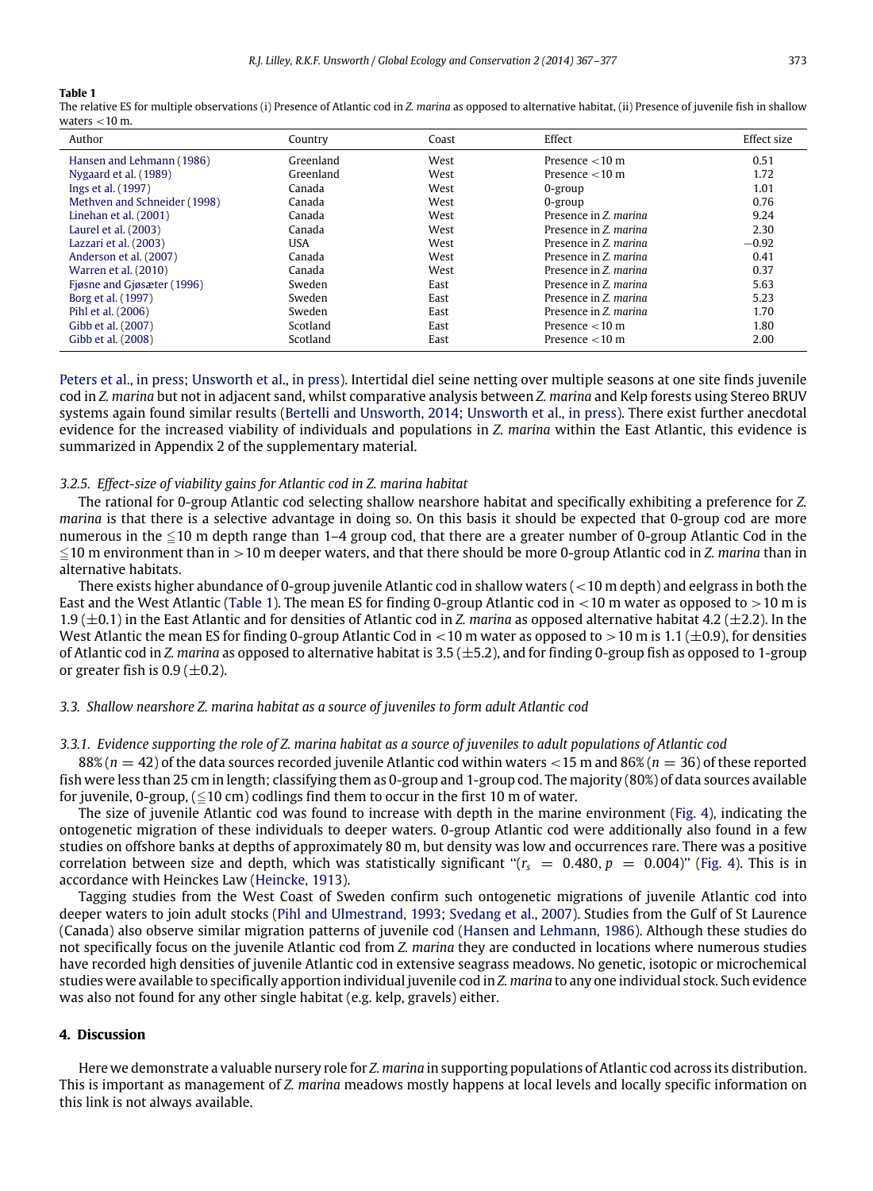**Table 1**
The relative ES for multiple observations (i) Presence of Atlantic cod in *Z. marina* as opposed to alternative habitat, (ii) Presence of juvenile fish in shallow waters <10 m.

| Author | Country | Coast | Effect | Effect size |
|---|---|---|---|---|
| Hansen and Lehmann (1986) | Greenland | West | Presence <10 m | 0.51 |
| Nygaard et al. (1989) | Greenland | West | Presence <10 m | 1.72 |
| Ings et al. (1997) | Canada | West | 0-group | 1.01 |
| Methven and Schneider (1998) | Canada | West | 0-group | 0.76 |
| Linehan et al. (2001) | Canada | West | Presence in *Z. marina* | 9.24 |
| Laurel et al. (2003) | Canada | West | Presence in *Z. marina* | 2.30 |
| Lazzari et al. (2003) | USA | West | Presence in *Z. marina* | −0.92 |
| Anderson et al. (2007) | Canada | West | Presence in *Z. marina* | 0.41 |
| Warren et al. (2010) | Canada | West | Presence in *Z. marina* | 0.37 |
| Fjøsne and Gjøsæter (1996) | Sweden | East | Presence in *Z. marina* | 5.63 |
| Borg et al. (1997) | Sweden | East | Presence in *Z. marina* | 5.23 |
| Pihl et al. (2006) | Sweden | East | Presence in *Z. marina* | 1.70 |
| Gibb et al. (2007) | Scotland | East | Presence <10 m | 1.80 |
| Gibb et al. (2008) | Scotland | East | Presence <10 m | 2.00 |

Peters et al., in press; Unsworth et al., in press). Intertidal diel seine netting over multiple seasons at one site finds juvenile cod in *Z. marina* but not in adjacent sand, whilst comparative analysis between *Z. marina* and Kelp forests using Stereo BRUV systems again found similar results (Bertelli and Unsworth, 2014; Unsworth et al., in press). There exist further anecdotal evidence for the increased viability of individuals and populations in *Z. marina* within the East Atlantic, this evidence is summarized in Appendix 2 of the supplementary material.

#### *3.2.5. Effect-size of viability gains for Atlantic cod in Z. marina habitat*

The rational for 0-group Atlantic cod selecting shallow nearshore habitat and specifically exhibiting a preference for *Z. marina* is that there is a selective advantage in doing so. On this basis it should be expected that 0-group cod are more numerous in the ≦10 m depth range than 1–4 group cod, that there are a greater number of 0-group Atlantic Cod in the ≦10 m environment than in >10 m deeper waters, and that there should be more 0-group Atlantic cod in *Z. marina* than in alternative habitats.

There exists higher abundance of 0-group juvenile Atlantic cod in shallow waters (<10 m depth) and eelgrass in both the East and the West Atlantic (Table 1). The mean ES for finding 0-group Atlantic cod in <10 m water as opposed to >10 m is 1.9 (±0.1) in the East Atlantic and for densities of Atlantic cod in *Z. marina* as opposed alternative habitat 4.2 (±2.2). In the West Atlantic the mean ES for finding 0-group Atlantic Cod in <10 m water as opposed to >10 m is 1.1 (±0.9), for densities of Atlantic cod in *Z. marina* as opposed to alternative habitat is 3.5 (±5.2), and for finding 0-group fish as opposed to 1-group or greater fish is 0.9 (±0.2).

### *3.3. Shallow nearshore Z. marina habitat as a source of juveniles to form adult Atlantic cod*

#### *3.3.1. Evidence supporting the role of Z. marina habitat as a source of juveniles to adult populations of Atlantic cod*

88% ($n = 42$) of the data sources recorded juvenile Atlantic cod within waters <15 m and 86% ($n = 36$) of these reported fish were less than 25 cm in length; classifying them as 0-group and 1-group cod. The majority (80%) of data sources available for juvenile, 0-group, (≦10 cm) codlings find them to occur in the first 10 m of water.

The size of juvenile Atlantic cod was found to increase with depth in the marine environment (Fig. 4), indicating the ontogenetic migration of these individuals to deeper waters. 0-group Atlantic cod were additionally also found in a few studies on offshore banks at depths of approximately 80 m, but density was low and occurrences rare. There was a positive correlation between size and depth, which was statistically significant "($r_s = 0.480$, $p = 0.004$)" (Fig. 4). This is in accordance with Heinckes Law (Heincke, 1913).

Tagging studies from the West Coast of Sweden confirm such ontogenetic migrations of juvenile Atlantic cod into deeper waters to join adult stocks (Pihl and Ulmestrand, 1993; Svedang et al., 2007). Studies from the Gulf of St Laurence (Canada) also observe similar migration patterns of juvenile cod (Hansen and Lehmann, 1986). Although these studies do not specifically focus on the juvenile Atlantic cod from *Z. marina* they are conducted in locations where numerous studies have recorded high densities of juvenile Atlantic cod in extensive seagrass meadows. No genetic, isotopic or microchemical studies were available to specifically apportion individual juvenile cod in *Z. marina* to any one individual stock. Such evidence was also not found for any other single habitat (e.g. kelp, gravels) either.

## 4. Discussion

Here we demonstrate a valuable nursery role for *Z. marina* in supporting populations of Atlantic cod across its distribution. This is important as management of *Z. marina* meadows mostly happens at local levels and locally specific information on this link is not always available.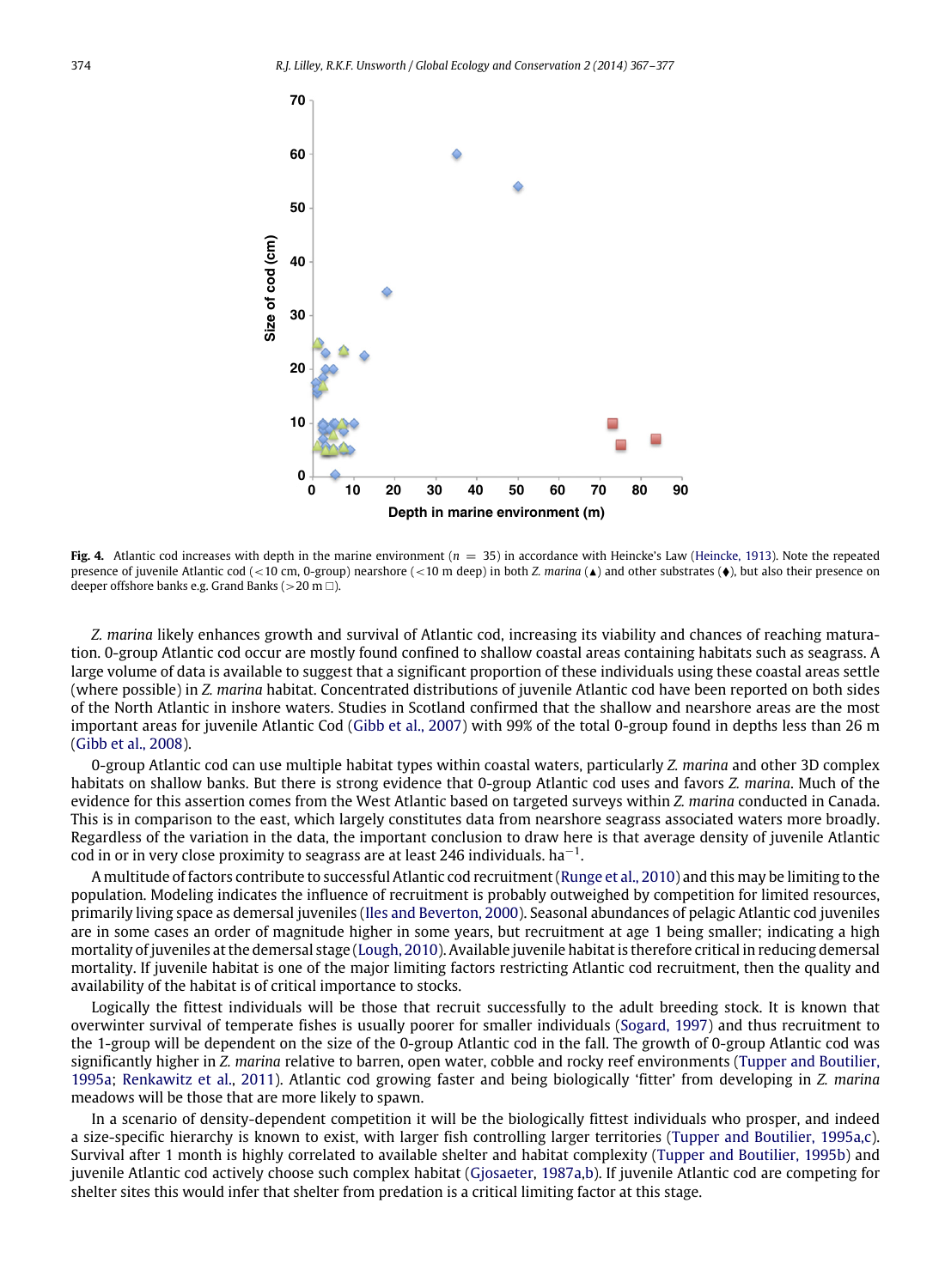**Fig. 4.** Atlantic cod increases with depth in the marine environment ($n = 35$) in accordance with Heincke's Law (Heincke, 1913). Note the repeated presence of juvenile Atlantic cod (<10 cm, 0-group) nearshore (<10 m deep) in both *Z. marina* (▲) and other substrates (♦), but also their presence on deeper offshore banks e.g. Grand Banks (>20 m □).

*Z. marina* likely enhances growth and survival of Atlantic cod, increasing its viability and chances of reaching maturation. 0-group Atlantic cod occur are mostly found confined to shallow coastal areas containing habitats such as seagrass. A large volume of data is available to suggest that a significant proportion of these individuals using these coastal areas settle (where possible) in *Z. marina* habitat. Concentrated distributions of juvenile Atlantic cod have been reported on both sides of the North Atlantic in inshore waters. Studies in Scotland confirmed that the shallow and nearshore areas are the most important areas for juvenile Atlantic Cod (Gibb et al., 2007) with 99% of the total 0-group found in depths less than 26 m (Gibb et al., 2008).

0-group Atlantic cod can use multiple habitat types within coastal waters, particularly *Z. marina* and other 3D complex habitats on shallow banks. But there is strong evidence that 0-group Atlantic cod uses and favors *Z. marina*. Much of the evidence for this assertion comes from the West Atlantic based on targeted surveys within *Z. marina* conducted in Canada. This is in comparison to the east, which largely constitutes data from nearshore seagrass associated waters more broadly. Regardless of the variation in the data, the important conclusion to draw here is that average density of juvenile Atlantic cod in or in very close proximity to seagrass are at least 246 individuals. ha$^{-1}$.

A multitude of factors contribute to successful Atlantic cod recruitment (Runge et al., 2010) and this may be limiting to the population. Modeling indicates the influence of recruitment is probably outweighed by competition for limited resources, primarily living space as demersal juveniles (Iles and Beverton, 2000). Seasonal abundances of pelagic Atlantic cod juveniles are in some cases an order of magnitude higher in some years, but recruitment at age 1 being smaller; indicating a high mortality of juveniles at the demersal stage (Lough, 2010). Available juvenile habitat is therefore critical in reducing demersal mortality. If juvenile habitat is one of the major limiting factors restricting Atlantic cod recruitment, then the quality and availability of the habitat is of critical importance to stocks.

Logically the fittest individuals will be those that recruit successfully to the adult breeding stock. It is known that overwinter survival of temperate fishes is usually poorer for smaller individuals (Sogard, 1997) and thus recruitment to the 1-group will be dependent on the size of the 0-group Atlantic cod in the fall. The growth of 0-group Atlantic cod was significantly higher in *Z. marina* relative to barren, open water, cobble and rocky reef environments (Tupper and Boutilier, 1995a; Renkawitz et al., 2011). Atlantic cod growing faster and being biologically 'fitter' from developing in *Z. marina* meadows will be those that are more likely to spawn.

In a scenario of density-dependent competition it will be the biologically fittest individuals who prosper, and indeed a size-specific hierarchy is known to exist, with larger fish controlling larger territories (Tupper and Boutilier, 1995a,c). Survival after 1 month is highly correlated to available shelter and habitat complexity (Tupper and Boutilier, 1995b) and juvenile Atlantic cod actively choose such complex habitat (Gjosaeter, 1987a,b). If juvenile Atlantic cod are competing for shelter sites this would infer that shelter from predation is a critical limiting factor at this stage.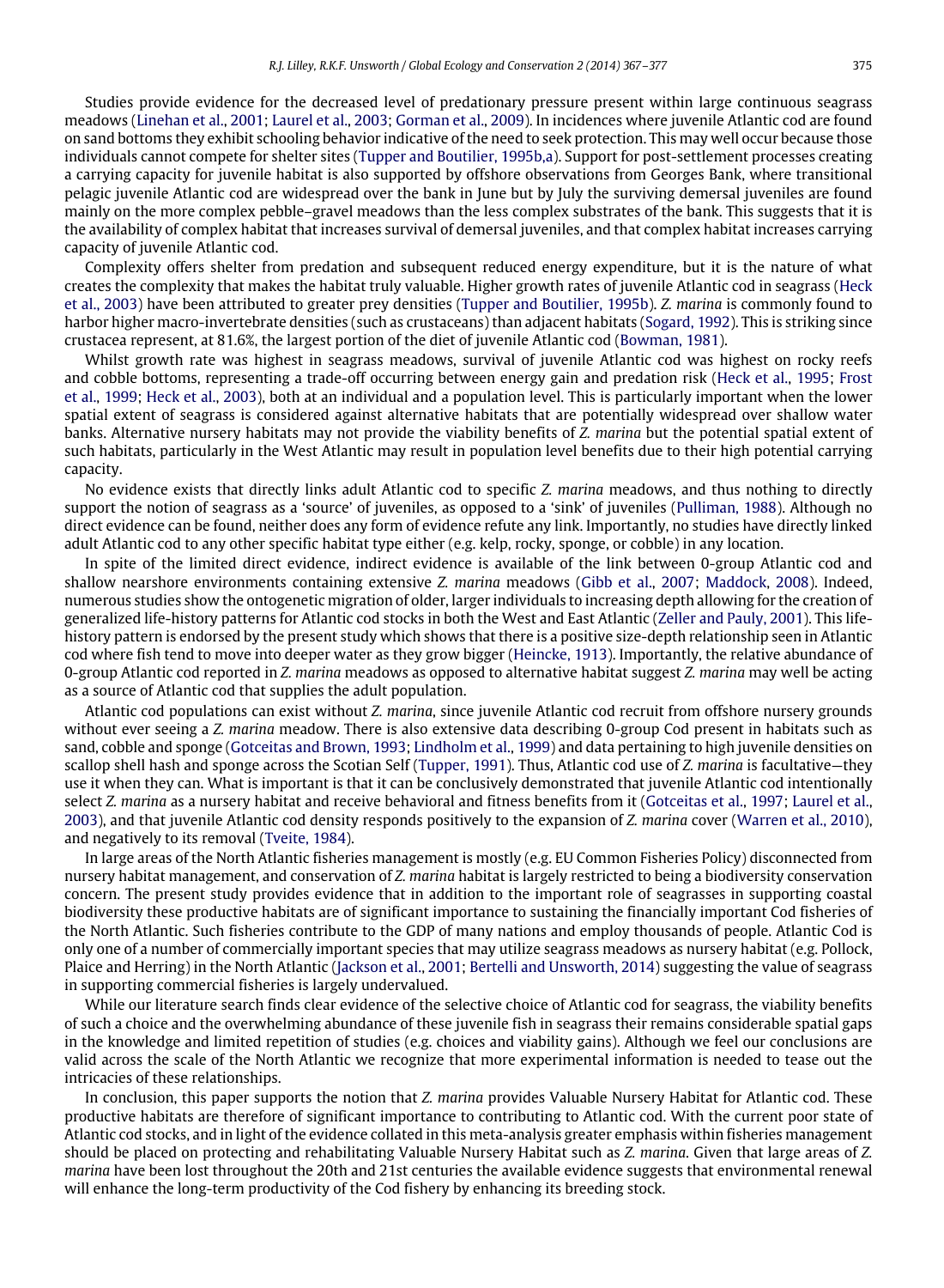Studies provide evidence for the decreased level of predationary pressure present within large continuous seagrass meadows (Linehan et al., 2001; Laurel et al., 2003; Gorman et al., 2009). In incidences where juvenile Atlantic cod are found on sand bottoms they exhibit schooling behavior indicative of the need to seek protection. This may well occur because those individuals cannot compete for shelter sites (Tupper and Boutilier, 1995b,a). Support for post-settlement processes creating a carrying capacity for juvenile habitat is also supported by offshore observations from Georges Bank, where transitional pelagic juvenile Atlantic cod are widespread over the bank in June but by July the surviving demersal juveniles are found mainly on the more complex pebble–gravel meadows than the less complex substrates of the bank. This suggests that it is the availability of complex habitat that increases survival of demersal juveniles, and that complex habitat increases carrying capacity of juvenile Atlantic cod.

Complexity offers shelter from predation and subsequent reduced energy expenditure, but it is the nature of what creates the complexity that makes the habitat truly valuable. Higher growth rates of juvenile Atlantic cod in seagrass (Heck et al., 2003) have been attributed to greater prey densities (Tupper and Boutilier, 1995b). *Z. marina* is commonly found to harbor higher macro-invertebrate densities (such as crustaceans) than adjacent habitats (Sogard, 1992). This is striking since crustacea represent, at 81.6%, the largest portion of the diet of juvenile Atlantic cod (Bowman, 1981).

Whilst growth rate was highest in seagrass meadows, survival of juvenile Atlantic cod was highest on rocky reefs and cobble bottoms, representing a trade-off occurring between energy gain and predation risk (Heck et al., 1995; Frost et al., 1999; Heck et al., 2003), both at an individual and a population level. This is particularly important when the lower spatial extent of seagrass is considered against alternative habitats that are potentially widespread over shallow water banks. Alternative nursery habitats may not provide the viability benefits of *Z. marina* but the potential spatial extent of such habitats, particularly in the West Atlantic may result in population level benefits due to their high potential carrying capacity.

No evidence exists that directly links adult Atlantic cod to specific *Z. marina* meadows, and thus nothing to directly support the notion of seagrass as a 'source' of juveniles, as opposed to a 'sink' of juveniles (Pulliman, 1988). Although no direct evidence can be found, neither does any form of evidence refute any link. Importantly, no studies have directly linked adult Atlantic cod to any other specific habitat type either (e.g. kelp, rocky, sponge, or cobble) in any location.

In spite of the limited direct evidence, indirect evidence is available of the link between 0-group Atlantic cod and shallow nearshore environments containing extensive *Z. marina* meadows (Gibb et al., 2007; Maddock, 2008). Indeed, numerous studies show the ontogenetic migration of older, larger individuals to increasing depth allowing for the creation of generalized life-history patterns for Atlantic cod stocks in both the West and East Atlantic (Zeller and Pauly, 2001). This life-history pattern is endorsed by the present study which shows that there is a positive size-depth relationship seen in Atlantic cod where fish tend to move into deeper water as they grow bigger (Heincke, 1913). Importantly, the relative abundance of 0-group Atlantic cod reported in *Z. marina* meadows as opposed to alternative habitat suggest *Z. marina* may well be acting as a source of Atlantic cod that supplies the adult population.

Atlantic cod populations can exist without *Z. marina*, since juvenile Atlantic cod recruit from offshore nursery grounds without ever seeing a *Z. marina* meadow. There is also extensive data describing 0-group Cod present in habitats such as sand, cobble and sponge (Gotceitas and Brown, 1993; Lindholm et al., 1999) and data pertaining to high juvenile densities on scallop shell hash and sponge across the Scotian Self (Tupper, 1991). Thus, Atlantic cod use of *Z. marina* is facultative—they use it when they can. What is important is that it can be conclusively demonstrated that juvenile Atlantic cod intentionally select *Z. marina* as a nursery habitat and receive behavioral and fitness benefits from it (Gotceitas et al., 1997; Laurel et al., 2003), and that juvenile Atlantic cod density responds positively to the expansion of *Z. marina* cover (Warren et al., 2010), and negatively to its removal (Tveite, 1984).

In large areas of the North Atlantic fisheries management is mostly (e.g. EU Common Fisheries Policy) disconnected from nursery habitat management, and conservation of *Z. marina* habitat is largely restricted to being a biodiversity conservation concern. The present study provides evidence that in addition to the important role of seagrasses in supporting coastal biodiversity these productive habitats are of significant importance to sustaining the financially important Cod fisheries of the North Atlantic. Such fisheries contribute to the GDP of many nations and employ thousands of people. Atlantic Cod is only one of a number of commercially important species that may utilize seagrass meadows as nursery habitat (e.g. Pollock, Plaice and Herring) in the North Atlantic (Jackson et al., 2001; Bertelli and Unsworth, 2014) suggesting the value of seagrass in supporting commercial fisheries is largely undervalued.

While our literature search finds clear evidence of the selective choice of Atlantic cod for seagrass, the viability benefits of such a choice and the overwhelming abundance of these juvenile fish in seagrass their remains considerable spatial gaps in the knowledge and limited repetition of studies (e.g. choices and viability gains). Although we feel our conclusions are valid across the scale of the North Atlantic we recognize that more experimental information is needed to tease out the intricacies of these relationships.

In conclusion, this paper supports the notion that *Z. marina* provides Valuable Nursery Habitat for Atlantic cod. These productive habitats are therefore of significant importance to contributing to Atlantic cod. With the current poor state of Atlantic cod stocks, and in light of the evidence collated in this meta-analysis greater emphasis within fisheries management should be placed on protecting and rehabilitating Valuable Nursery Habitat such as *Z. marina*. Given that large areas of *Z. marina* have been lost throughout the 20th and 21st centuries the available evidence suggests that environmental renewal will enhance the long-term productivity of the Cod fishery by enhancing its breeding stock.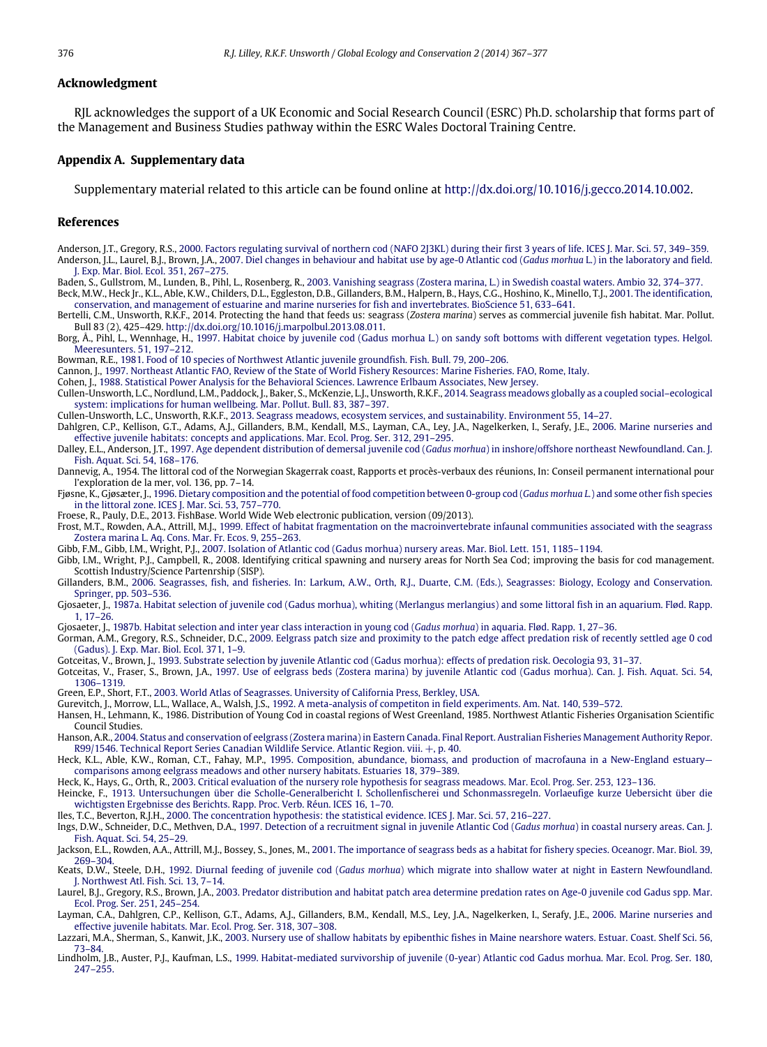## Acknowledgment

RJL acknowledges the support of a UK Economic and Social Research Council (ESRC) Ph.D. scholarship that forms part of the Management and Business Studies pathway within the ESRC Wales Doctoral Training Centre.

## Appendix A. Supplementary data

Supplementary material related to this article can be found online at http://dx.doi.org/10.1016/j.gecco.2014.10.002.

## References

Anderson, J.T., Gregory, R.S., 2000. Factors regulating survival of northern cod (NAFO 2J3KL) during their first 3 years of life. ICES J. Mar. Sci. 57, 349–359.

Anderson, J.L., Laurel, B.J., Brown, J.A., 2007. Diel changes in behaviour and habitat use by age-0 Atlantic cod (*Gadus morhua* L.) in the laboratory and field. J. Exp. Mar. Biol. Ecol. 351, 267–275.

Baden, S., Gullstrom, M., Lunden, B., Pihl, L., Rosenberg, R., 2003. Vanishing seagrass (Zostera marina, L.) in Swedish coastal waters. Ambio 32, 374–377.

Beck, M.W., Heck Jr., K.L., Able, K.W., Childers, D.L., Eggleston, D.B., Gillanders, B.M., Halpern, B., Hays, C.G., Hoshino, K., Minello, T.J., 2001. The identification, conservation, and management of estuarine and marine nurseries for fish and invertebrates. BioScience 51, 633–641.

Bertelli, C.M., Unsworth, R.K.F., 2014. Protecting the hand that feeds us: seagrass (*Zostera marina*) serves as commercial juvenile fish habitat. Mar. Pollut. Bull 83 (2), 425–429. http://dx.doi.org/10.1016/j.marpolbul.2013.08.011.

Borg, Å., Pihl, L., Wennhage, H., 1997. Habitat choice by juvenile cod (Gadus morhua L.) on sandy soft bottoms with different vegetation types. Helgol. Meeresunters. 51, 197–212.

Bowman, R.E., 1981. Food of 10 species of Northwest Atlantic juvenile groundfish. Fish. Bull. 79, 200–206.

Cannon, J., 1997. Northeast Atlantic FAO, Review of the State of World Fishery Resources: Marine Fisheries. FAO, Rome, Italy.

Cohen, J., 1988. Statistical Power Analysis for the Behavioral Sciences. Lawrence Erlbaum Associates, New Jersey.

Cullen-Unsworth, L.C., Nordlund, L.M., Paddock, J., Baker, S., McKenzie, L.J., Unsworth, R.K.F., 2014. Seagrass meadows globally as a coupled social–ecological system: implications for human wellbeing. Mar. Pollut. Bull. 83, 387–397.

Cullen-Unsworth, L.C., Unsworth, R.K.F., 2013. Seagrass meadows, ecosystem services, and sustainability. Environment 55, 14–27.

Dahlgren, C.P., Kellison, G.T., Adams, A.J., Gillanders, B.M., Kendall, M.S., Layman, C.A., Ley, J.A., Nagelkerken, I., Serafy, J.E., 2006. Marine nurseries and effective juvenile habitats: concepts and applications. Mar. Ecol. Prog. Ser. 312, 291–295.

Dalley, E.L., Anderson, J.T., 1997. Age dependent distribution of demersal juvenile cod (*Gadus morhua*) in inshore/offshore northeast Newfoundland. Can. J. Fish. Aquat. Sci. 54, 168–176.

Dannevig, A., 1954. The littoral cod of the Norwegian Skagerrak coast, Rapports et procès-verbaux des réunions, In: Conseil permanent international pour l'exploration de la mer, vol. 136, pp. 7–14.

Fjøsne, K., Gjøsæter, J., 1996. Dietary composition and the potential of food competition between 0-group cod (*Gadus morhua L.*) and some other fish species in the littoral zone. ICES J. Mar. Sci. 53, 757–770.

Froese, R., Pauly, D.E., 2013. FishBase. World Wide Web electronic publication, version (09/2013).

Frost, M.T., Rowden, A.A., Attrill, M.J., 1999. Effect of habitat fragmentation on the macroinvertebrate infaunal communities associated with the seagrass Zostera marina L. Aq. Cons. Mar. Fr. Ecos. 9, 255–263.

Gibb, F.M., Gibb, I.M., Wright, P.J., 2007. Isolation of Atlantic cod (Gadus morhua) nursery areas. Mar. Biol. Lett. 151, 1185–1194.

Gibb, I.M., Wright, P.J., Campbell, R., 2008. Identifying critical spawning and nursery areas for North Sea Cod; improving the basis for cod management. Scottish Industry/Science Partenrship (SISP).

Gillanders, B.M., 2006. Seagrasses, fish, and fisheries. In: Larkum, A.W., Orth, R.J., Duarte, C.M. (Eds.), Seagrasses: Biology, Ecology and Conservation. Springer, pp. 503–536.

Gjosaeter, J., 1987a. Habitat selection of juvenile cod (Gadus morhua), whiting (Merlangus merlangius) and some littoral fish in an aquarium. Fkød. Rapp. 1, 17–26.

Gjosaeter, J., 1987b. Habitat selection and inter year class interaction in young cod (*Gadus morhua*) in aquaria. Fkød. Rapp. 1, 27–36.

Gorman, A.M., Gregory, R.S., Schneider, D.C., 2009. Eelgrass patch size and proximity to the patch edge affect predation risk of recently settled age 0 cod (Gadus). J. Exp. Mar. Biol. Ecol. 371, 1–9.

Gotceitas, V., Brown, J., 1993. Substrate selection by juvenile Atlantic cod (Gadus morhua): effects of predation risk. Oecologia 93, 31–37.

Gotceitas, V., Fraser, S., Brown, J.A., 1997. Use of eelgrass beds (Zostera marina) by juvenile Atlantic cod (Gadus morhua). Can. J. Fish. Aquat. Sci. 54, 1306–1319.

Green, E.P., Short, F.T., 2003. World Atlas of Seagrasses. University of California Press, Berkley, USA.

Gurevitch, J., Morrow, L.L., Wallace, A., Walsh, J.S., 1992. A meta-analysis of competiton in field experiments. Am. Nat. 140, 539–572.

Hansen, H., Lehmann, K., 1986. Distribution of Young Cod in coastal regions of West Greenland, 1985. Northwest Atlantic Fisheries Organisation Scientific Council Studies.

Hanson, A.R., 2004. Status and conservation of eelgrass (Zostera marina) in Eastern Canada. Final Report. Australian Fisheries Management Authority Repor. R99/1546. Technical Report Series Canadian Wildlife Service. Atlantic Region. viii. +, p. 40.

Heck, K.L., Able, K.W., Roman, C.T., Fahay, M.P., 1995. Composition, abundance, biomass, and production of macrofauna in a New-England estuary—comparisons among eelgrass meadows and other nursery habitats. Estuaries 18, 379–389.

Heck, K., Hays, G., Orth, R., 2003. Critical evaluation of the nursery role hypothesis for seagrass meadows. Mar. Ecol. Prog. Ser. 253, 123–136.

Heincke, F., 1913. Untersuchungen über die Scholle-Generalbericht I. Schollenfischerei und Schonmassregeln. Vorlaeufige kurze Uebersicht über die wichtigsten Ergebnisse des Berichts. Rapp. Proc. Verb. Réun. ICES 16, 1–70.

Iles, T.C., Beverton, R.J.H., 2000. The concentration hypothesis: the statistical evidence. ICES J. Mar. Sci. 57, 216–227.

Ings, D.W., Schneider, D.C., Methven, D.A., 1997. Detection of a recruitment signal in juvenile Atlantic Cod (*Gadus morhua*) in coastal nursery areas. Can. J. Fish. Aquat. Sci. 54, 25–29.

Jackson, E.L., Rowden, A.A., Attrill, M.J., Bossey, S., Jones, M., 2001. The importance of seagrass beds as a habitat for fishery species. Oceanogr. Mar. Biol. 39, 269–304.

Keats, D.W., Steele, D.H., 1992. Diurnal feeding of juvenile cod (*Gadus morhua*) which migrate into shallow water at night in Eastern Newfoundland. J. Northwest Atl. Fish. Sci. 13, 7–14.

Laurel, B.J., Gregory, R.S., Brown, J.A., 2003. Predator distribution and habitat patch area determine predation rates on Age-0 juvenile cod Gadus spp. Mar. Ecol. Prog. Ser. 251, 245–254.

Layman, C.A., Dahlgren, C.P., Kellison, G.T., Adams, A.J., Gillanders, B.M., Kendall, M.S., Ley, J.A., Nagelkerken, I., Serafy, J.E., 2006. Marine nurseries and effective juvenile habitats. Mar. Ecol. Prog. Ser. 318, 307–308.

Lazzari, M.A., Sherman, S., Kanwit, J.K., 2003. Nursery use of shallow habitats by epibenthic fishes in Maine nearshore waters. Estuar. Coast. Shelf Sci. 56, 73–84.

Lindholm, J.B., Auster, P.J., Kaufman, L.S., 1999. Habitat-mediated survivorship of juvenile (0-year) Atlantic cod Gadus morhua. Mar. Ecol. Prog. Ser. 180, 247–255.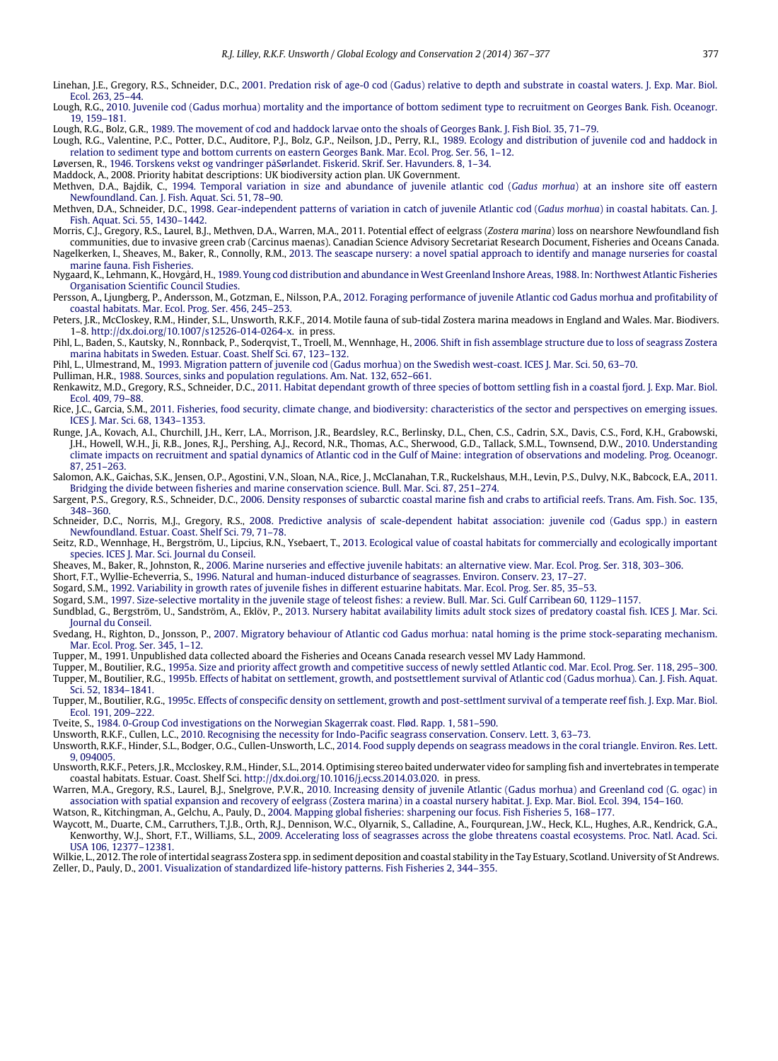Linehan, J.E., Gregory, R.S., Schneider, D.C., 2001. Predation risk of age-0 cod (Gadus) relative to depth and substrate in coastal waters. J. Exp. Mar. Biol. Ecol. 263, 25–44.

Lough, R.G., 2010. Juvenile cod (Gadus morhua) mortality and the importance of bottom sediment type to recruitment on Georges Bank. Fish. Oceanogr. 19, 159–181.

Lough, R.G., Bolz, G.R., 1989. The movement of cod and haddock larvae onto the shoals of Georges Bank. J. Fish Biol. 35, 71–79.

Lough, R.G., Valentine, P.C., Potter, D.C., Auditore, P.J., Bolz, G.P., Neilson, J.D., Perry, R.I., 1989. Ecology and distribution of juvenile cod and haddock in relation to sediment type and bottom currents on eastern Georges Bank. Mar. Ecol. Prog. Ser. 56, 1–12.

Løversen, R., 1946. Torskens vekst og vandringer påSørlandet. Fiskerid. Skrif. Ser. Havunders. 8, 1–34.

Maddock, A., 2008. Priority habitat descriptions: UK biodiversity action plan. UK Government.

Methven, D.A., Bajdik, C., 1994. Temporal variation in size and abundance of juvenile atlantic cod (*Gadus morhua*) at an inshore site off eastern Newfoundland. Can. J. Fish. Aquat. Sci. 51, 78–90.

Methven, D.A., Schneider, D.C., 1998. Gear-independent patterns of variation in catch of juvenile Atlantic cod (*Gadus morhua*) in coastal habitats. Can. J. Fish. Aquat. Sci. 55, 1430–1442.

Morris, C.J., Gregory, R.S., Laurel, B.J., Methven, D.A., Warren, M.A., 2011. Potential effect of eelgrass (*Zostera marina*) loss on nearshore Newfoundland fish communities, due to invasive green crab (Carcinus maenas). Canadian Science Advisory Secretariat Research Document, Fisheries and Oceans Canada.

Nagelkerken, I., Sheaves, M., Baker, R., Connolly, R.M., 2013. The seascape nursery: a novel spatial approach to identify and manage nurseries for coastal marine fauna. Fish Fisheries.

Nygaard, K., Lehmann, K., Hovgård, H., 1989. Young cod distribution and abundance in West Greenland Inshore Areas, 1988. In: Northwest Atlantic Fisheries Organisation Scientific Council Studies.

Persson, A., Ljungberg, P., Andersson, M., Gotzman, E., Nilsson, P.A., 2012. Foraging performance of juvenile Atlantic cod Gadus morhua and profitability of coastal habitats. Mar. Ecol. Prog. Ser. 456, 245–253.

Peters, J.R., McCloskey, R.M., Hinder, S.L., Unsworth, R.K.F., 2014. Motile fauna of sub-tidal Zostera marina meadows in England and Wales. Mar. Biodivers. 1–8. http://dx.doi.org/10.1007/s12526-014-0264-x. in press.

Pihl, L., Baden, S., Kautsky, N., Ronnback, P., Soderqvist, T., Troell, M., Wennhage, H., 2006. Shift in fish assemblage structure due to loss of seagrass Zostera marina habitats in Sweden. Estuar. Coast. Shelf Sci. 67, 123–132.

Pihl, L., Ulmestrand, M., 1993. Migration pattern of juvenile cod (Gadus morhua) on the Swedish west-coast. ICES J. Mar. Sci. 50, 63–70.

Pulliman, H.R., 1988. Sources, sinks and population regulations. Am. Nat. 132, 652–661.

Renkawitz, M.D., Gregory, R.S., Schneider, D.C., 2011. Habitat dependant growth of three species of bottom settling fish in a coastal fjord. J. Exp. Mar. Biol. Ecol. 409, 79–88.

Rice, J.C., Garcia, S.M., 2011. Fisheries, food security, climate change, and biodiversity: characteristics of the sector and perspectives on emerging issues. ICES J. Mar. Sci. 68, 1343–1353.

Runge, J.A., Kovach, A.I., Churchill, J.H., Kerr, L.A., Morrison, J.R., Beardsley, R.C., Berlinsky, D.L., Chen, C.S., Cadrin, S.X., Davis, C.S., Ford, K.H., Grabowski, J.H., Howell, W.H., Ji, R.B., Jones, R.J., Pershing, A.J., Record, N.R., Thomas, A.C., Sherwood, G.D., Tallack, S.M.L., Townsend, D.W., 2010. Understanding climate impacts on recruitment and spatial dynamics of Atlantic cod in the Gulf of Maine: integration of observations and modeling. Prog. Oceanogr. 87, 251–263.

Salomon, A.K., Gaichas, S.K., Jensen, O.P., Agostini, V.N., Sloan, N.A., Rice, J., McClanahan, T.R., Ruckelshaus, M.H., Levin, P.S., Dulvy, N.K., Babcock, E.A., 2011. Bridging the divide between fisheries and marine conservation science. Bull. Mar. Sci. 87, 251–274.

Sargent, P.S., Gregory, R.S., Schneider, D.C., 2006. Density responses of subarctic coastal marine fish and crabs to artificial reefs. Trans. Am. Fish. Soc. 135, 348–360.

Schneider, D.C., Norris, M.J., Gregory, R.S., 2008. Predictive analysis of scale-dependent habitat association: juvenile cod (Gadus spp.) in eastern Newfoundland. Estuar. Coast. Shelf Sci. 79, 71–78.

Seitz, R.D., Wennhage, H., Bergström, U., Lipcius, R.N., Ysebaert, T., 2013. Ecological value of coastal habitats for commercially and ecologically important species. ICES J. Mar. Sci. Journal du Conseil.

Sheaves, M., Baker, R., Johnston, R., 2006. Marine nurseries and effective juvenile habitats: an alternative view. Mar. Ecol. Prog. Ser. 318, 303–306.

Short, F.T., Wyllie-Echeverria, S., 1996. Natural and human-induced disturbance of seagrasses. Environ. Conserv. 23, 17–27.

Sogard, S.M., 1992. Variability in growth rates of juvenile fishes in different estuarine habitats. Mar. Ecol. Prog. Ser. 85, 35–53.

Sogard, S.M., 1997. Size-selective mortality in the juvenile stage of teleost fishes: a review. Bull. Mar. Sci. Gulf Carribean 60, 1129–1157.

Sundblad, G., Bergström, U., Sandström, A., Eklöv, P., 2013. Nursery habitat availability limits adult stock sizes of predatory coastal fish. ICES J. Mar. Sci. Journal du Conseil.

Svedang, H., Righton, D., Jonsson, P., 2007. Migratory behaviour of Atlantic cod Gadus morhua: natal homing is the prime stock-separating mechanism. Mar. Ecol. Prog. Ser. 345, 1–12.

Tupper, M., 1991. Unpublished data collected aboard the Fisheries and Oceans Canada research vessel MV Lady Hammond.

Tupper, M., Boutilier, R.G., 1995a. Size and priority affect growth and competitive success of newly settled Atlantic cod. Mar. Ecol. Prog. Ser. 118, 295–300.

Tupper, M., Boutilier, R.G., 1995b. Effects of habitat on settlement, growth, and postsettlement survival of Atlantic cod (Gadus morhua). Can. J. Fish. Aquat. Sci. 52, 1834–1841.

Tupper, M., Boutilier, R.G., 1995c. Effects of conspecific density on settlement, growth and post-settlment survival of a temperate reef fish. J. Exp. Mar. Biol. Ecol. 191, 209–222.

Tveite, S., 1984. 0-Group Cod investigations on the Norwegian Skagerrak coast. Flød. Rapp. 1, 581–590.

Unsworth, R.K.F., Cullen, L.C., 2010. Recognising the necessity for Indo-Pacific seagrass conservation. Conserv. Lett. 3, 63–73.

Unsworth, R.K.F., Hinder, S.L., Bodger, O.G., Cullen-Unsworth, L.C., 2014. Food supply depends on seagrass meadows in the coral triangle. Environ. Res. Lett. 9, 094005.

Unsworth, R.K.F., Peters, J.R., Mccloskey, R.M., Hinder, S.L., 2014. Optimising stereo baited underwater video for sampling fish and invertebrates in temperate coastal habitats. Estuar. Coast. Shelf Sci. http://dx.doi.org/10.1016/j.ecss.2014.03.020. in press.

Warren, M.A., Gregory, R.S., Laurel, B.J., Snelgrove, P.V.R., 2010. Increasing density of juvenile Atlantic (Gadus morhua) and Greenland cod (G. ogac) in association with spatial expansion and recovery of eelgrass (Zostera marina) in a coastal nursery habitat. J. Exp. Mar. Biol. Ecol. 394, 154–160.

Watson, R., Kitchingman, A., Gelchu, A., Pauly, D., 2004. Mapping global fisheries: sharpening our focus. Fish Fisheries 5, 168–177.

Waycott, M., Duarte, C.M., Carruthers, T.J.B., Orth, R.J., Dennison, W.C., Olyarnik, S., Calladine, A., Fourqurean, J.W., Heck, K.L., Hughes, A.R., Kendrick, G.A., Kenworthy, W.J., Short, F.T., Williams, S.L., 2009. Accelerating loss of seagrasses across the globe threatens coastal ecosystems. Proc. Natl. Acad. Sci. USA 106, 12377–12381.

Wilkie, L., 2012. The role of intertidal seagrass Zostera spp. in sediment deposition and coastal stability in the Tay Estuary, Scotland. University of St Andrews.

Zeller, D., Pauly, D., 2001. Visualization of standardized life-history patterns. Fish Fisheries 2, 344–355.